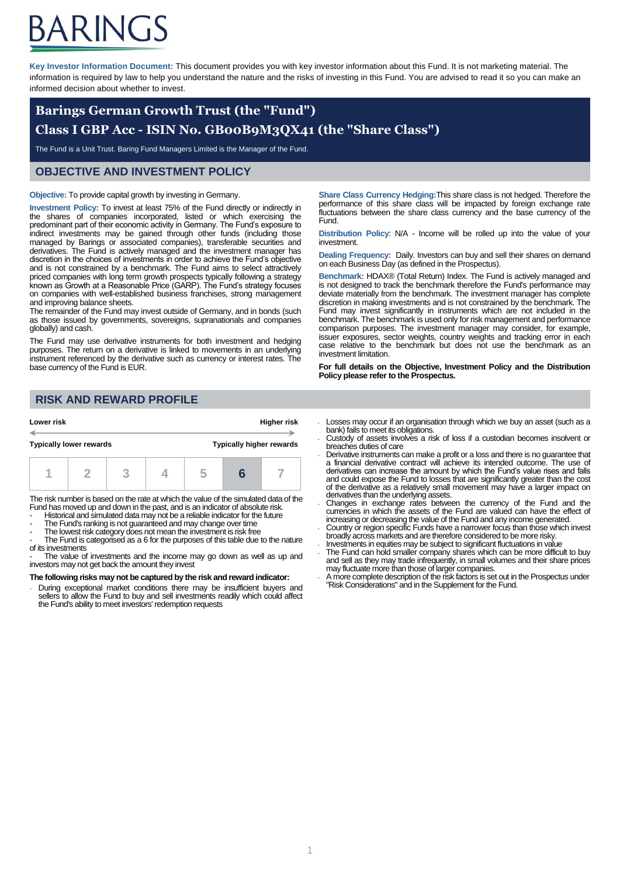BARINGS

**Key Investor Information Document:** This document provides you with key investor information about this Fund. It is not marketing material. The information is required by law to help you understand the nature and the risks of investing in this Fund. You are advised to read it so you can make an informed decision about whether to invest.

# Barings German Growth Trust (the "Fund")

# Class I GBP Acc - ISIN No. GB00B9M3QX41 (the "Share Class")

The Fund is a Unit Trust. Baring Fund Managers Limited is the Manager of the Fund.

## OBJECTIVE AND INVESTMENT POLICY

**Objective:** To provide capital growth by investing in Germany.

**Investment Policy:** To invest at least 75% of the Fund directly or indirectly in the shares of companies incorporated, listed or which exercising the predominant part of their economic activity in Germany. The Fund's exposure to indirect investments may be gained through other funds (including those managed by Barings or associated companies), transferable securities and derivatives. The Fund is actively managed and the investment manager has discretion in the choices of investments in order to achieve the Fund's objective and is not constrained by a benchmark. The Fund aims to select attractively priced companies with long term growth prospects typically following a strategy known as Growth at a Reasonable Price (GARP). The Fund's strategy focuses on companies with well-established business franchises, strong management and improving balance sheets.
The remainder of the Fund may invest outside of Germany, and in bonds (such as those issued by governments, sovereigns, supranationals and companies globally) and cash.

The Fund may use derivative instruments for both investment and hedging purposes. The return on a derivative is linked to movements in an underlying instrument referenced by the derivative such as currency or interest rates. The base currency of the Fund is EUR.

**Share Class Currency Hedging:** This share class is not hedged. Therefore the performance of this share class will be impacted by foreign exchange rate fluctuations between the share class currency and the base currency of the Fund.

**Distribution Policy**: N/A - Income will be rolled up into the value of your investment.

**Dealing Frequency:** Daily. Investors can buy and sell their shares on demand on each Business Day (as defined in the Prospectus).

**Benchmark:** HDAX® (Total Return) Index. The Fund is actively managed and is not designed to track the benchmark therefore the Fund's performance may deviate materially from the benchmark. The investment manager has complete discretion in making investments and is not constrained by the benchmark. The Fund may invest significantly in instruments which are not included in the benchmark. The benchmark is used only for risk management and performance comparison purposes. The investment manager may consider, for example, issuer exposures, sector weights, country weights and tracking error in each case relative to the benchmark but does not use the benchmark as an investment limitation.

**For full details on the Objective, Investment Policy and the Distribution Policy please refer to the Prospectus.**

## RISK AND REWARD PROFILE

**Lower risk** — **Higher risk**

**Typically lower rewards** — **Typically higher rewards**

| 1 | 2 | 3 | 4 | 5 | 6 | 7 |
|---|---|---|---|---|---|---|

(Highlighted category: **6**)

The risk number is based on the rate at which the value of the simulated data of the Fund has moved up and down in the past, and is an indicator of absolute risk.

- Historical and simulated data may not be a reliable indicator for the future
- The Fund's ranking is not guaranteed and may change over time
- The lowest risk category does not mean the investment is risk free
- The Fund is categorised as a 6 for the purposes of this table due to the nature of its investments
- The value of investments and the income may go down as well as up and investors may not get back the amount they invest

**The following risks may not be captured by the risk and reward indicator:**

- During exceptional market conditions there may be insufficient buyers and sellers to allow the Fund to buy and sell investments readily which could affect the Fund's ability to meet investors' redemption requests
- Losses may occur if an organisation through which we buy an asset (such as a bank) fails to meet its obligations.
- Custody of assets involves a risk of loss if a custodian becomes insolvent or breaches duties of care
- Derivative instruments can make a profit or a loss and there is no guarantee that a financial derivative contract will achieve its intended outcome. The use of derivatives can increase the amount by which the Fund's value rises and falls and could expose the Fund to losses that are significantly greater than the cost of the derivative as a relatively small movement may have a larger impact on derivatives than the underlying assets.
- Changes in exchange rates between the currency of the Fund and the currencies in which the assets of the Fund are valued can have the effect of increasing or decreasing the value of the Fund and any income generated.
- Country or region specific Funds have a narrower focus than those which invest broadly across markets and are therefore considered to be more risky.
- Investments in equities may be subject to significant fluctuations in value
- The Fund can hold smaller company shares which can be more difficult to buy and sell as they may trade infrequently, in small volumes and their share prices may fluctuate more than those of larger companies.
- A more complete description of the risk factors is set out in the Prospectus under "Risk Considerations" and in the Supplement for the Fund.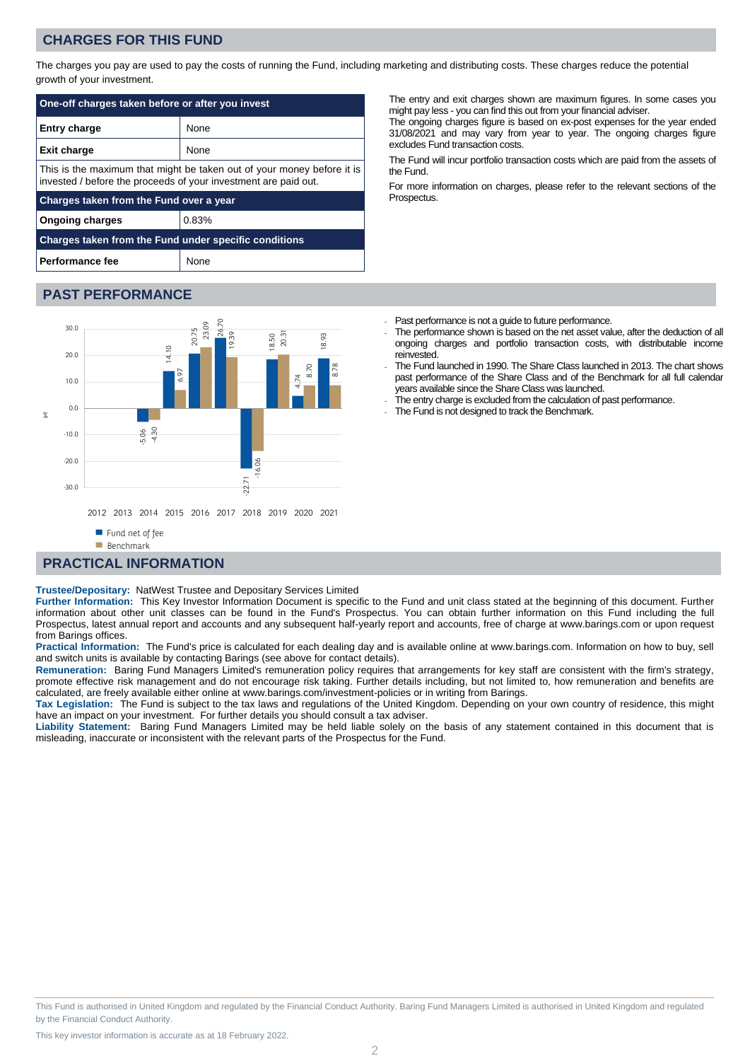## CHARGES FOR THIS FUND

The charges you pay are used to pay the costs of running the Fund, including marketing and distributing costs. These charges reduce the potential growth of your investment.

| One-off charges taken before or after you invest | |
|---|---|
| **Entry charge** | None |
| **Exit charge** | None |
| This is the maximum that might be taken out of your money before it is invested / before the proceeds of your investment are paid out. | |
| **Charges taken from the Fund over a year** | |
| **Ongoing charges** | 0.83% |
| **Charges taken from the Fund under specific conditions** | |
| **Performance fee** | None |

The entry and exit charges shown are maximum figures. In some cases you might pay less - you can find this out from your financial adviser.
The ongoing charges figure is based on ex-post expenses for the year ended 31/08/2021 and may vary from year to year. The ongoing charges figure excludes Fund transaction costs.

The Fund will incur portfolio transaction costs which are paid from the assets of the Fund.

For more information on charges, please refer to the relevant sections of the Prospectus.

## PAST PERFORMANCE

%

30.0
20.0
10.0
0.0
-10.0
-20.0
-30.0

2012 2013 2014 2015 2016 2017 2018 2019 2020 2021

-5.06 -4.30 14.10 6.97 20.75 23.09 26.70 19.39 -22.71 -16.06 18.50 20.31 4.74 8.70 18.93 8.78

Fund net of fee
Benchmark

- Past performance is not a guide to future performance.
- The performance shown is based on the net asset value, after the deduction of all ongoing charges and portfolio transaction costs, with distributable income reinvested.
- The Fund launched in 1990. The Share Class launched in 2013. The chart shows past performance of the Share Class and of the Benchmark for all full calendar years available since the Share Class was launched.
- The entry charge is excluded from the calculation of past performance.
- The Fund is not designed to track the Benchmark.

## PRACTICAL INFORMATION

**Trustee/Depositary:** NatWest Trustee and Depositary Services Limited
**Further Information:** This Key Investor Information Document is specific to the Fund and unit class stated at the beginning of this document. Further information about other unit classes can be found in the Fund's Prospectus. You can obtain further information on this Fund including the full Prospectus, latest annual report and accounts and any subsequent half-yearly report and accounts, free of charge at www.barings.com or upon request from Barings offices.
**Practical Information:** The Fund's price is calculated for each dealing day and is available online at www.barings.com. Information on how to buy, sell and switch units is available by contacting Barings (see above for contact details).
**Remuneration:** Baring Fund Managers Limited's remuneration policy requires that arrangements for key staff are consistent with the firm's strategy, promote effective risk management and do not encourage risk taking. Further details including, but not limited to, how remuneration and benefits are calculated, are freely available either online at www.barings.com/investment-policies or in writing from Barings.
**Tax Legislation:** The Fund is subject to the tax laws and regulations of the United Kingdom. Depending on your own country of residence, this might have an impact on your investment. For further details you should consult a tax adviser.
**Liability Statement:** Baring Fund Managers Limited may be held liable solely on the basis of any statement contained in this document that is misleading, inaccurate or inconsistent with the relevant parts of the Prospectus for the Fund.

This Fund is authorised in United Kingdom and regulated by the Financial Conduct Authority. Baring Fund Managers Limited is authorised in United Kingdom and regulated by the Financial Conduct Authority.

This key investor information is accurate as at 18 February 2022.